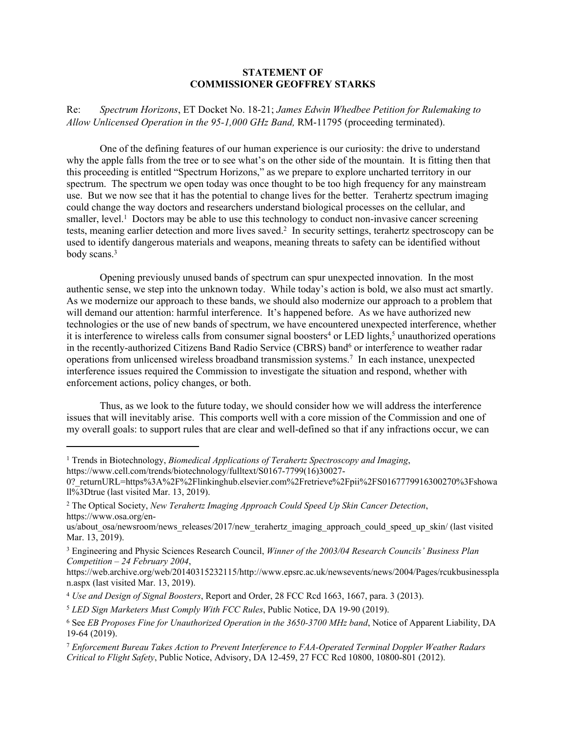**STATEMENT OF**
**COMMISSIONER GEOFFREY STARKS**

Re: *Spectrum Horizons*, ET Docket No. 18-21; *James Edwin Whedbee Petition for Rulemaking to Allow Unlicensed Operation in the 95-1,000 GHz Band,* RM-11795 (proceeding terminated).

One of the defining features of our human experience is our curiosity: the drive to understand why the apple falls from the tree or to see what's on the other side of the mountain. It is fitting then that this proceeding is entitled "Spectrum Horizons," as we prepare to explore uncharted territory in our spectrum. The spectrum we open today was once thought to be too high frequency for any mainstream use. But we now see that it has the potential to change lives for the better. Terahertz spectrum imaging could change the way doctors and researchers understand biological processes on the cellular, and smaller, level.[1] Doctors may be able to use this technology to conduct non-invasive cancer screening tests, meaning earlier detection and more lives saved.[2] In security settings, terahertz spectroscopy can be used to identify dangerous materials and weapons, meaning threats to safety can be identified without body scans.[3]

Opening previously unused bands of spectrum can spur unexpected innovation. In the most authentic sense, we step into the unknown today. While today's action is bold, we also must act smartly. As we modernize our approach to these bands, we should also modernize our approach to a problem that will demand our attention: harmful interference. It's happened before. As we have authorized new technologies or the use of new bands of spectrum, we have encountered unexpected interference, whether it is interference to wireless calls from consumer signal boosters[4] or LED lights,[5] unauthorized operations in the recently-authorized Citizens Band Radio Service (CBRS) band[6] or interference to weather radar operations from unlicensed wireless broadband transmission systems.[7] In each instance, unexpected interference issues required the Commission to investigate the situation and respond, whether with enforcement actions, policy changes, or both.

Thus, as we look to the future today, we should consider how we will address the interference issues that will inevitably arise. This comports well with a core mission of the Commission and one of my overall goals: to support rules that are clear and well-defined so that if any infractions occur, we can

---

[1] Trends in Biotechnology, *Biomedical Applications of Terahertz Spectroscopy and Imaging*, https://www.cell.com/trends/biotechnology/fulltext/S0167-7799(16)30027-0?_returnURL=https%3A%2F%2Flinkinghub.elsevier.com%2Fretrieve%2Fpii%2FS0167779916300270%3Fshowall%3Dtrue (last visited Mar. 13, 2019).

[2] The Optical Society, *New Terahertz Imaging Approach Could Speed Up Skin Cancer Detection*, https://www.osa.org/en-us/about_osa/newsroom/news_releases/2017/new_terahertz_imaging_approach_could_speed_up_skin/ (last visited Mar. 13, 2019).

[3] Engineering and Physic Sciences Research Council, *Winner of the 2003/04 Research Councils' Business Plan Competition – 24 February 2004*, https://web.archive.org/web/20140315232115/http://www.epsrc.ac.uk/newsevents/news/2004/Pages/rcukbusinessplan.aspx (last visited Mar. 13, 2019).

[4] *Use and Design of Signal Boosters*, Report and Order, 28 FCC Rcd 1663, 1667, para. 3 (2013).

[5] *LED Sign Marketers Must Comply With FCC Rules*, Public Notice, DA 19-90 (2019).

[6] See *EB Proposes Fine for Unauthorized Operation in the 3650-3700 MHz band*, Notice of Apparent Liability, DA 19-64 (2019).

[7] *Enforcement Bureau Takes Action to Prevent Interference to FAA-Operated Terminal Doppler Weather Radars Critical to Flight Safety*, Public Notice, Advisory, DA 12-459, 27 FCC Rcd 10800, 10800-801 (2012).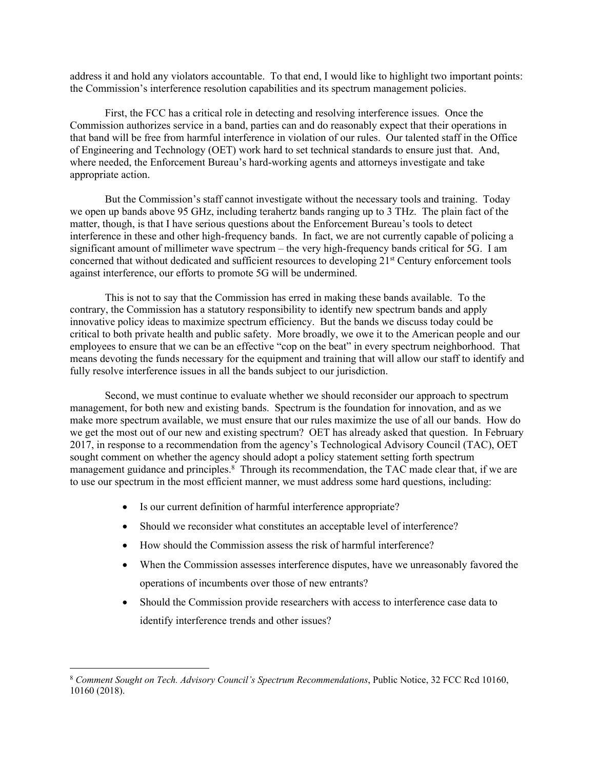address it and hold any violators accountable. To that end, I would like to highlight two important points: the Commission's interference resolution capabilities and its spectrum management policies.

First, the FCC has a critical role in detecting and resolving interference issues. Once the Commission authorizes service in a band, parties can and do reasonably expect that their operations in that band will be free from harmful interference in violation of our rules. Our talented staff in the Office of Engineering and Technology (OET) work hard to set technical standards to ensure just that. And, where needed, the Enforcement Bureau's hard-working agents and attorneys investigate and take appropriate action.

But the Commission's staff cannot investigate without the necessary tools and training. Today we open up bands above 95 GHz, including terahertz bands ranging up to 3 THz. The plain fact of the matter, though, is that I have serious questions about the Enforcement Bureau's tools to detect interference in these and other high-frequency bands. In fact, we are not currently capable of policing a significant amount of millimeter wave spectrum – the very high-frequency bands critical for 5G. I am concerned that without dedicated and sufficient resources to developing 21st Century enforcement tools against interference, our efforts to promote 5G will be undermined.

This is not to say that the Commission has erred in making these bands available. To the contrary, the Commission has a statutory responsibility to identify new spectrum bands and apply innovative policy ideas to maximize spectrum efficiency. But the bands we discuss today could be critical to both private health and public safety. More broadly, we owe it to the American people and our employees to ensure that we can be an effective "cop on the beat" in every spectrum neighborhood. That means devoting the funds necessary for the equipment and training that will allow our staff to identify and fully resolve interference issues in all the bands subject to our jurisdiction.

Second, we must continue to evaluate whether we should reconsider our approach to spectrum management, for both new and existing bands. Spectrum is the foundation for innovation, and as we make more spectrum available, we must ensure that our rules maximize the use of all our bands. How do we get the most out of our new and existing spectrum? OET has already asked that question. In February 2017, in response to a recommendation from the agency's Technological Advisory Council (TAC), OET sought comment on whether the agency should adopt a policy statement setting forth spectrum management guidance and principles.[8] Through its recommendation, the TAC made clear that, if we are to use our spectrum in the most efficient manner, we must address some hard questions, including:

- Is our current definition of harmful interference appropriate?
- Should we reconsider what constitutes an acceptable level of interference?
- How should the Commission assess the risk of harmful interference?
- When the Commission assesses interference disputes, have we unreasonably favored the operations of incumbents over those of new entrants?
- Should the Commission provide researchers with access to interference case data to identify interference trends and other issues?

[8] *Comment Sought on Tech. Advisory Council's Spectrum Recommendations*, Public Notice, 32 FCC Rcd 10160, 10160 (2018).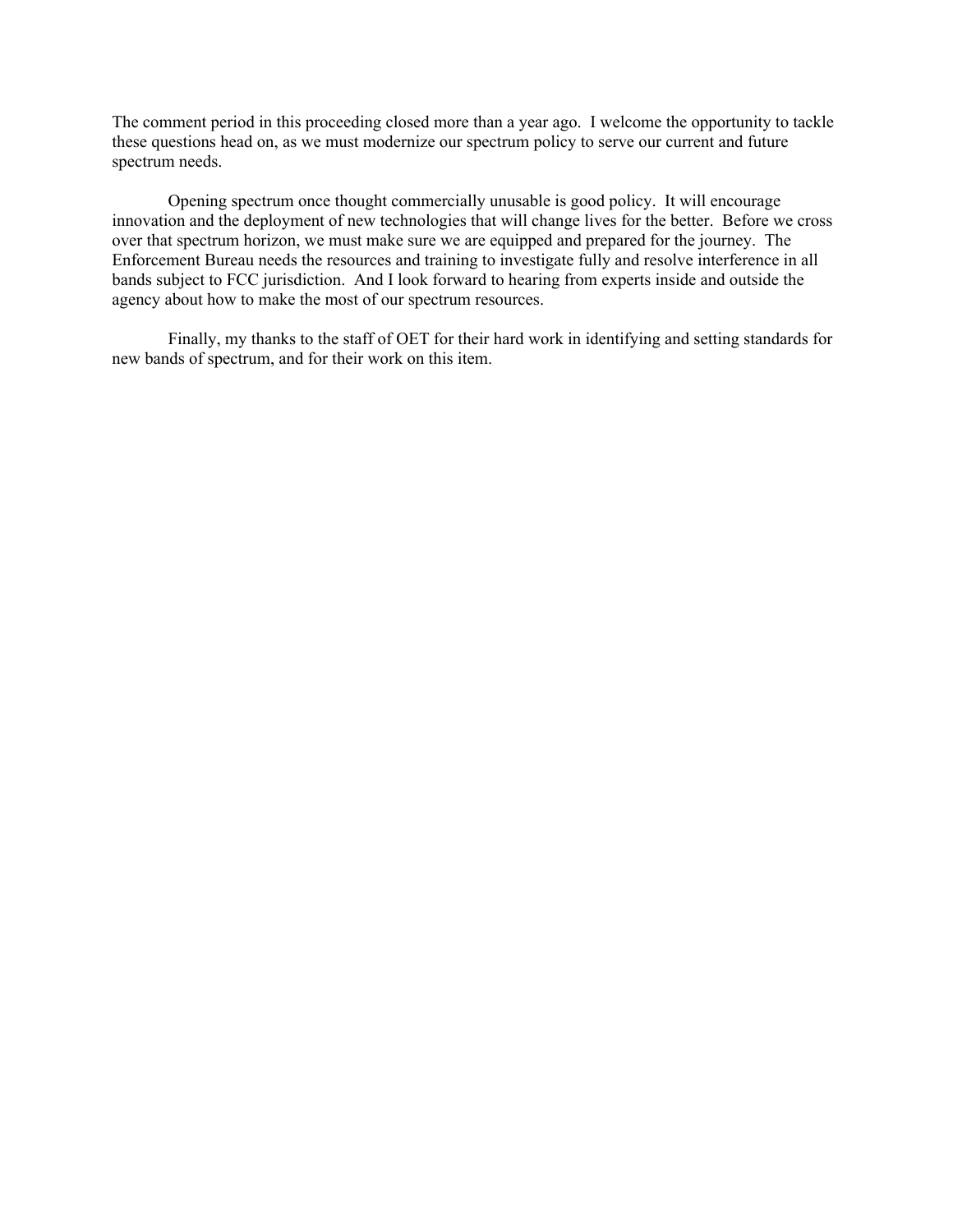The comment period in this proceeding closed more than a year ago. I welcome the opportunity to tackle these questions head on, as we must modernize our spectrum policy to serve our current and future spectrum needs.

Opening spectrum once thought commercially unusable is good policy. It will encourage innovation and the deployment of new technologies that will change lives for the better. Before we cross over that spectrum horizon, we must make sure we are equipped and prepared for the journey. The Enforcement Bureau needs the resources and training to investigate fully and resolve interference in all bands subject to FCC jurisdiction. And I look forward to hearing from experts inside and outside the agency about how to make the most of our spectrum resources.

Finally, my thanks to the staff of OET for their hard work in identifying and setting standards for new bands of spectrum, and for their work on this item.